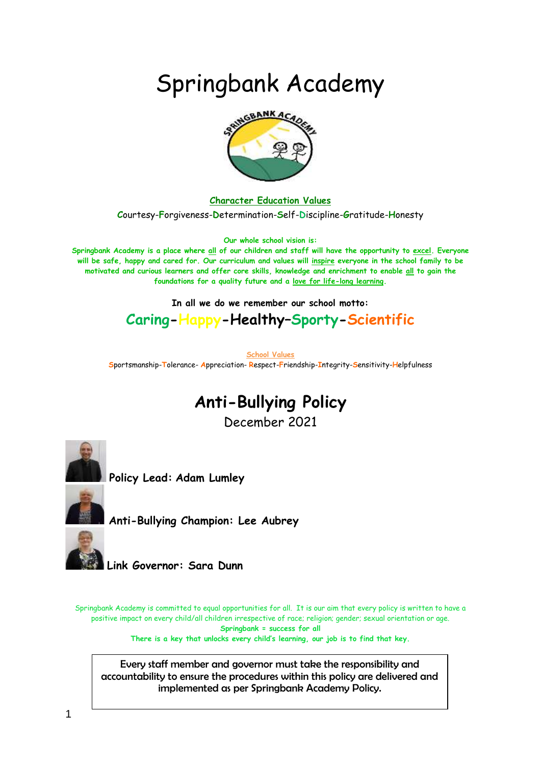# Springbank Academy

**Character Education Values**

Courtesy-Forgiveness-Determination-Self-Discipline-Gratitude-Honesty

**Our whole school vision is:**

**Springbank Academy is a place where all of our children and staff will have the opportunity to excel. Everyone will be safe, happy and cared for. Our curriculum and values will inspire everyone in the school family to be motivated and curious learners and offer core skills, knowledge and enrichment to enable all to gain the foundations for a quality future and a love for life-long learning.**

**In all we do we remember our school motto:**

**Caring-Happy-Healthy–Sporty-Scientific**

School Values

Sportsmanship-Tolerance- Appreciation- Respect-Friendship-Integrity-Sensitivity-Helpfulness

## Anti-Bullying Policy

December 2021

**Policy Lead: Adam Lumley**

**Anti-Bullying Champion: Lee Aubrey**

**Link Governor: Sara Dunn**

Springbank Academy is committed to equal opportunities for all. It is our aim that every policy is written to have a positive impact on every child/all children irrespective of race; religion; gender; sexual orientation or age.

**Springbank = success for all**

**There is a key that unlocks every child's learning, our job is to find that key.**

Every staff member and governor must take the responsibility and accountability to ensure the procedures within this policy are delivered and implemented as per Springbank Academy Policy.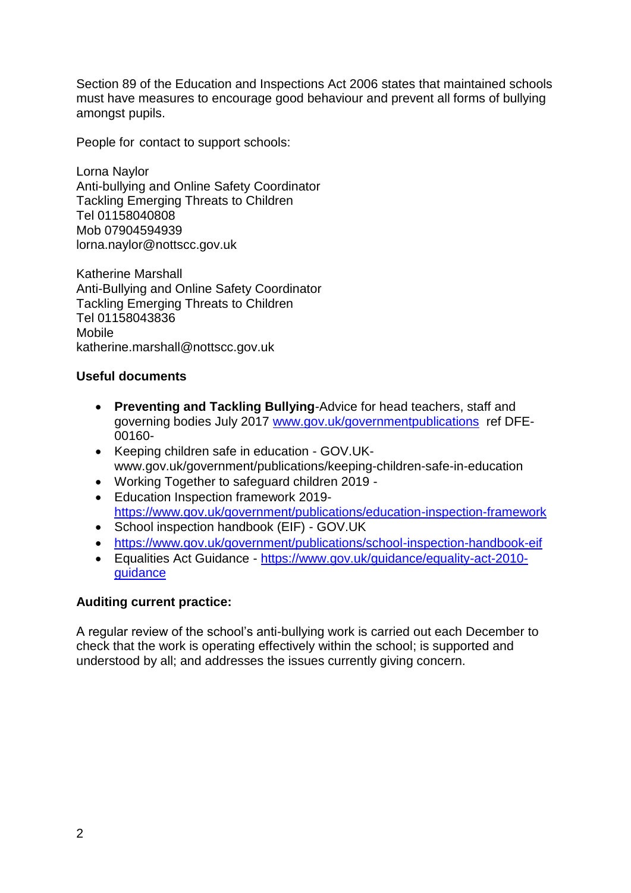Section 89 of the Education and Inspections Act 2006 states that maintained schools must have measures to encourage good behaviour and prevent all forms of bullying amongst pupils.

People for contact to support schools:

Lorna Naylor
Anti-bullying and Online Safety Coordinator
Tackling Emerging Threats to Children
Tel 01158040808
Mob 07904594939
lorna.naylor@nottscc.gov.uk

Katherine Marshall
Anti-Bullying and Online Safety Coordinator
Tackling Emerging Threats to Children
Tel 01158043836
Mobile
katherine.marshall@nottscc.gov.uk

**Useful documents**

- **Preventing and Tackling Bullying**-Advice for head teachers, staff and governing bodies July 2017 [www.gov.uk/governmentpublications](www.gov.uk/governmentpublications) ref DFE-00160-
- Keeping children safe in education - GOV.UK- www.gov.uk/government/publications/keeping-children-safe-in-education
- Working Together to safeguard children 2019 -
- Education Inspection framework 2019- [https://www.gov.uk/government/publications/education-inspection-framework](https://www.gov.uk/government/publications/education-inspection-framework)
- School inspection handbook (EIF) - GOV.UK
- [https://www.gov.uk/government/publications/school-inspection-handbook-eif](https://www.gov.uk/government/publications/school-inspection-handbook-eif)
- Equalities Act Guidance - [https://www.gov.uk/guidance/equality-act-2010-guidance](https://www.gov.uk/guidance/equality-act-2010-guidance)

**Auditing current practice:**

A regular review of the school's anti-bullying work is carried out each December to check that the work is operating effectively within the school; is supported and understood by all; and addresses the issues currently giving concern.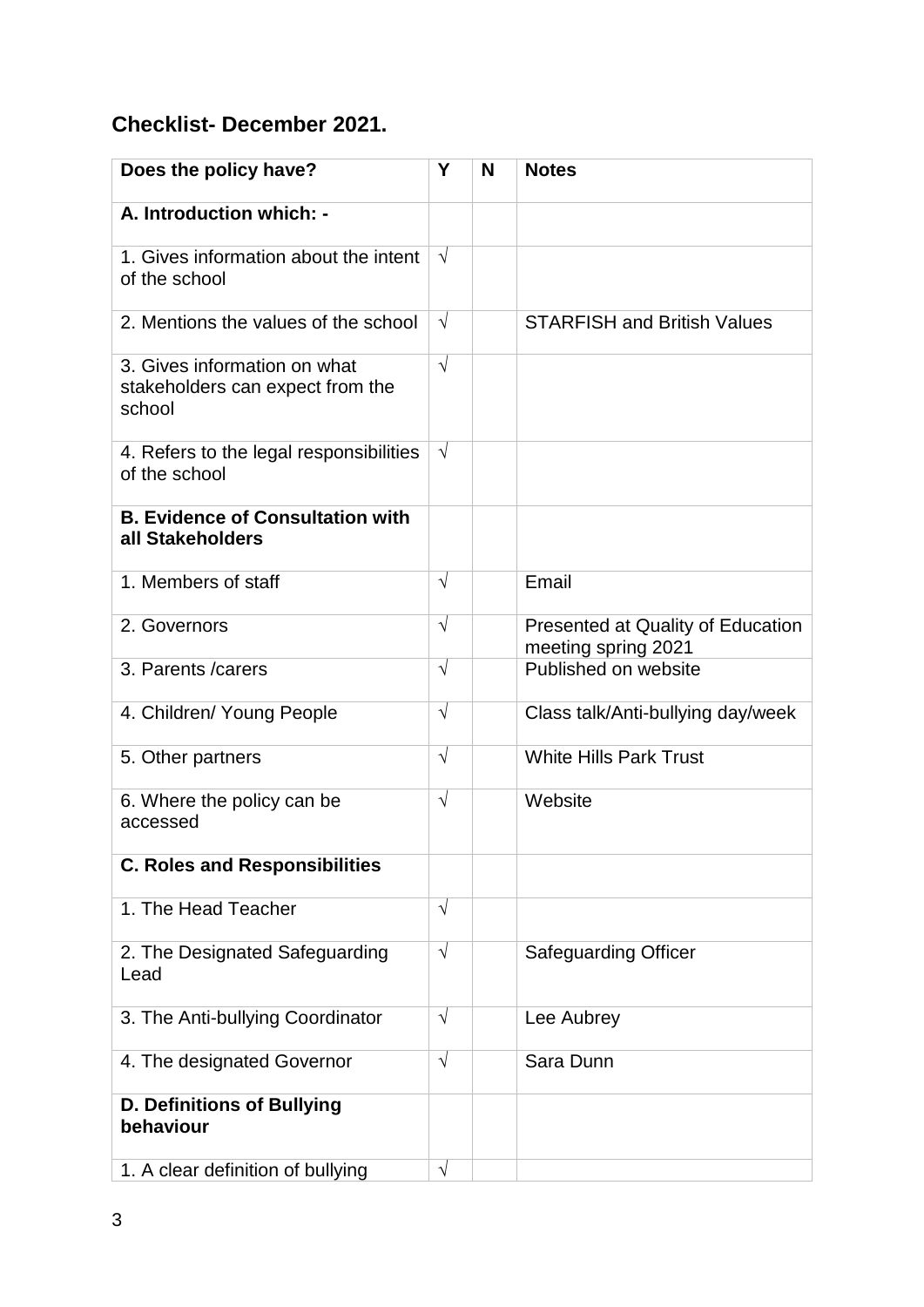## Checklist- December 2021.

| Does the policy have? | Y | N | Notes |
|---|---|---|---|
| **A. Introduction which: -** | | | |
| 1. Gives information about the intent of the school | √ | | |
| 2. Mentions the values of the school | √ | | STARFISH and British Values |
| 3. Gives information on what stakeholders can expect from the school | √ | | |
| 4. Refers to the legal responsibilities of the school | √ | | |
| **B. Evidence of Consultation with all Stakeholders** | | | |
| 1. Members of staff | √ | | Email |
| 2. Governors | √ | | Presented at Quality of Education meeting spring 2021 |
| 3. Parents /carers | √ | | Published on website |
| 4. Children/ Young People | √ | | Class talk/Anti-bullying day/week |
| 5. Other partners | √ | | White Hills Park Trust |
| 6. Where the policy can be accessed | √ | | Website |
| **C. Roles and Responsibilities** | | | |
| 1. The Head Teacher | √ | | |
| 2. The Designated Safeguarding Lead | √ | | Safeguarding Officer |
| 3. The Anti-bullying Coordinator | √ | | Lee Aubrey |
| 4. The designated Governor | √ | | Sara Dunn |
| **D. Definitions of Bullying behaviour** | | | |
| 1. A clear definition of bullying | √ | | |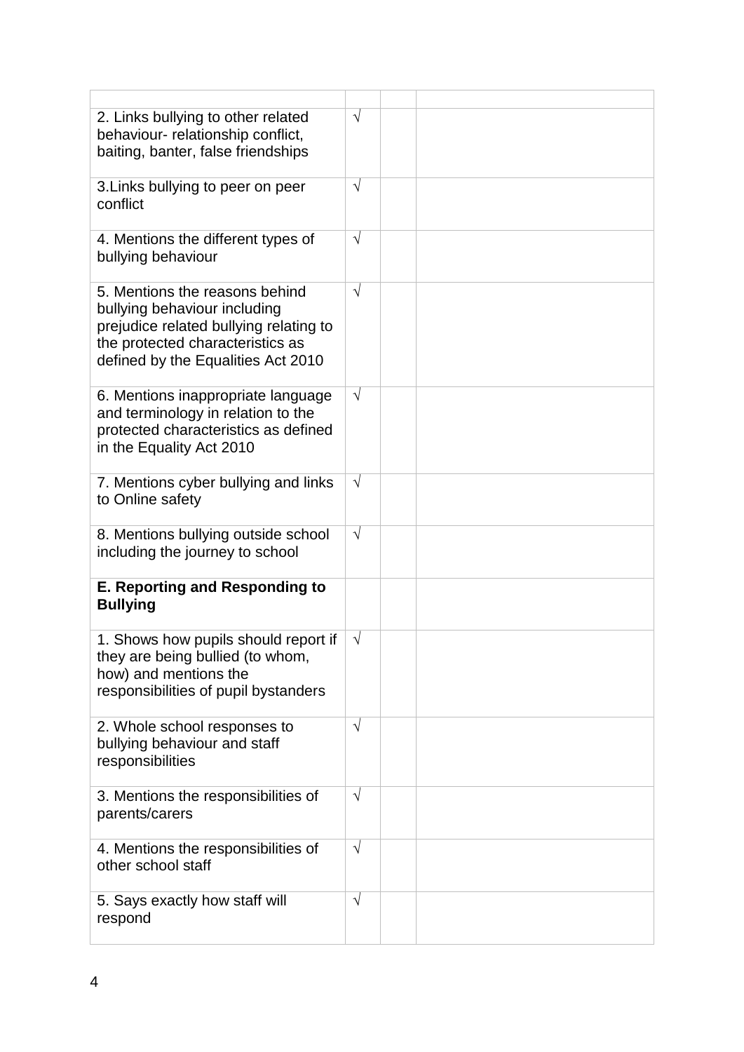| | | | |
|---|---|---|---|
| 2. Links bullying to other related behaviour- relationship conflict, baiting, banter, false friendships | √ | | |
| 3.Links bullying to peer on peer conflict | √ | | |
| 4. Mentions the different types of bullying behaviour | √ | | |
| 5. Mentions the reasons behind bullying behaviour including prejudice related bullying relating to the protected characteristics as defined by the Equalities Act 2010 | √ | | |
| 6. Mentions inappropriate language and terminology in relation to the protected characteristics as defined in the Equality Act 2010 | √ | | |
| 7. Mentions cyber bullying and links to Online safety | √ | | |
| 8. Mentions bullying outside school including the journey to school | √ | | |
| **E. Reporting and Responding to Bullying** | | | |
| 1. Shows how pupils should report if they are being bullied (to whom, how) and mentions the responsibilities of pupil bystanders | √ | | |
| 2. Whole school responses to bullying behaviour and staff responsibilities | √ | | |
| 3. Mentions the responsibilities of parents/carers | √ | | |
| 4. Mentions the responsibilities of other school staff | √ | | |
| 5. Says exactly how staff will respond | √ | | |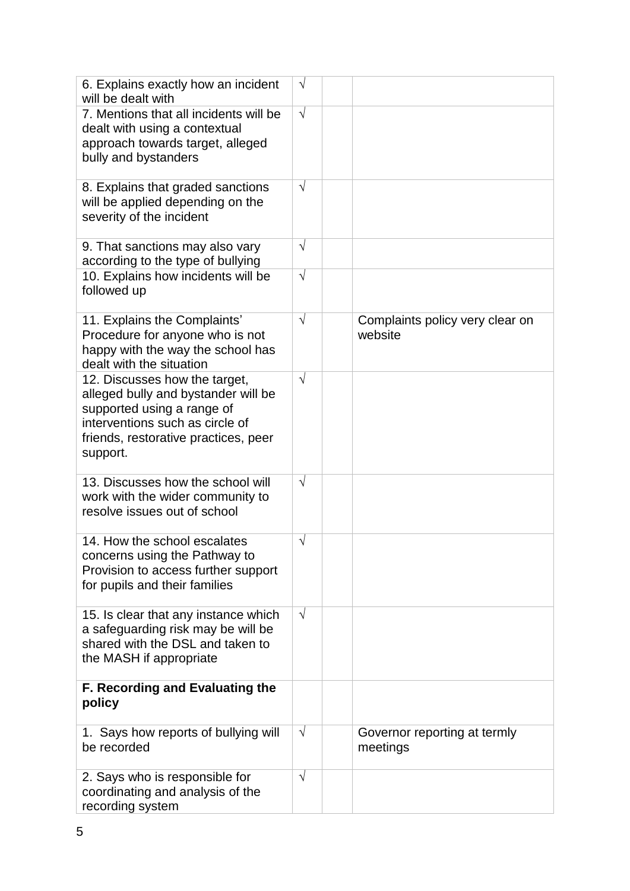| | | | |
|---|---|---|---|
| 6. Explains exactly how an incident will be dealt with | √ | | |
| 7. Mentions that all incidents will be dealt with using a contextual approach towards target, alleged bully and bystanders | √ | | |
| 8. Explains that graded sanctions will be applied depending on the severity of the incident | √ | | |
| 9. That sanctions may also vary according to the type of bullying | √ | | |
| 10. Explains how incidents will be followed up | √ | | |
| 11. Explains the Complaints' Procedure for anyone who is not happy with the way the school has dealt with the situation | √ | | Complaints policy very clear on website |
| 12. Discusses how the target, alleged bully and bystander will be supported using a range of interventions such as circle of friends, restorative practices, peer support. | √ | | |
| 13. Discusses how the school will work with the wider community to resolve issues out of school | √ | | |
| 14. How the school escalates concerns using the Pathway to Provision to access further support for pupils and their families | √ | | |
| 15. Is clear that any instance which a safeguarding risk may be will be shared with the DSL and taken to the MASH if appropriate | √ | | |
| **F. Recording and Evaluating the policy** | | | |
| 1. Says how reports of bullying will be recorded | √ | | Governor reporting at termly meetings |
| 2. Says who is responsible for coordinating and analysis of the recording system | √ | | |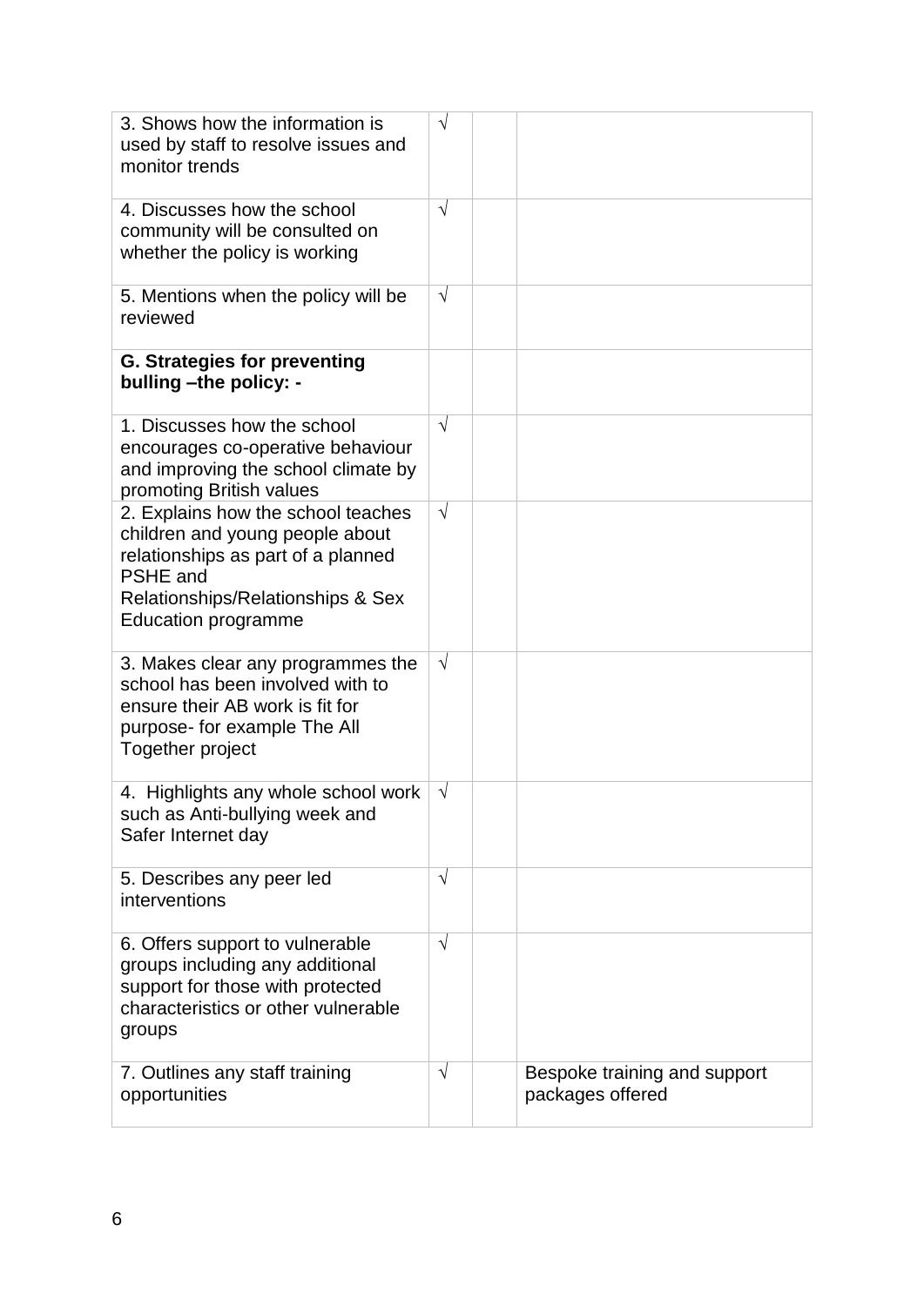| | | | |
|---|---|---|---|
| 3. Shows how the information is used by staff to resolve issues and monitor trends | √ | | |
| 4. Discusses how the school community will be consulted on whether the policy is working | √ | | |
| 5. Mentions when the policy will be reviewed | √ | | |
| **G. Strategies for preventing bulling –the policy: -** | | | |
| 1. Discusses how the school encourages co-operative behaviour and improving the school climate by promoting British values | √ | | |
| 2. Explains how the school teaches children and young people about relationships as part of a planned PSHE and Relationships/Relationships & Sex Education programme | √ | | |
| 3. Makes clear any programmes the school has been involved with to ensure their AB work is fit for purpose- for example The All Together project | √ | | |
| 4. Highlights any whole school work such as Anti-bullying week and Safer Internet day | √ | | |
| 5. Describes any peer led interventions | √ | | |
| 6. Offers support to vulnerable groups including any additional support for those with protected characteristics or other vulnerable groups | √ | | |
| 7. Outlines any staff training opportunities | √ | | Bespoke training and support packages offered |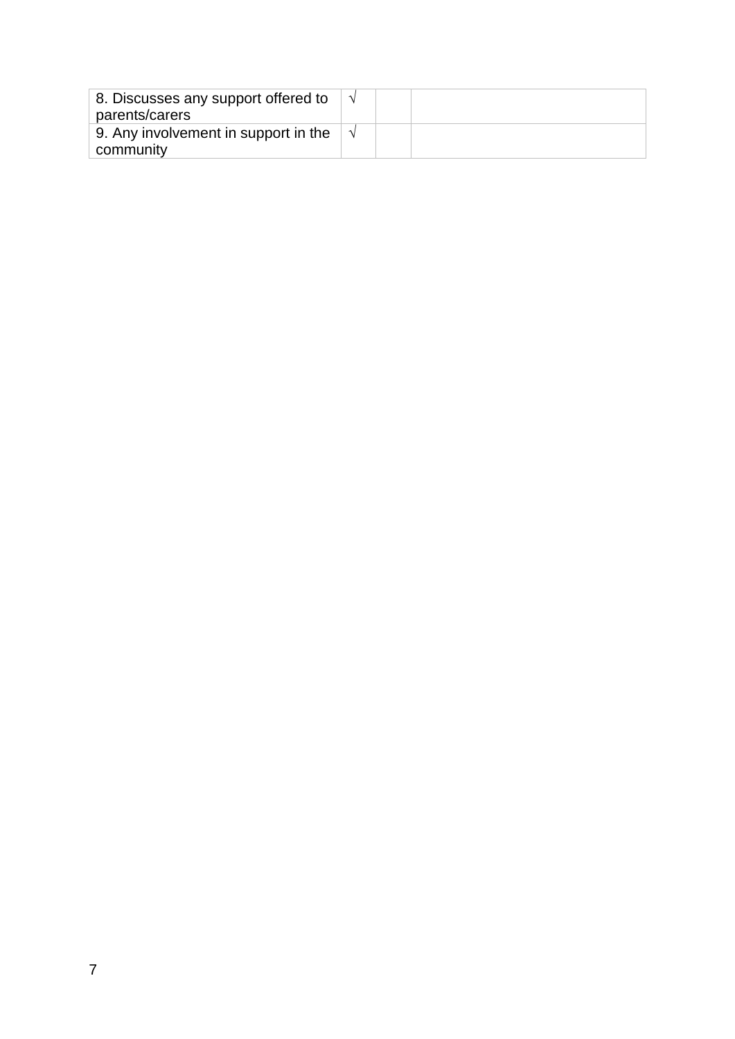| 8. Discusses any support offered to parents/carers | √ | | |
|---|---|---|---|
| 9. Any involvement in support in the community | √ | | |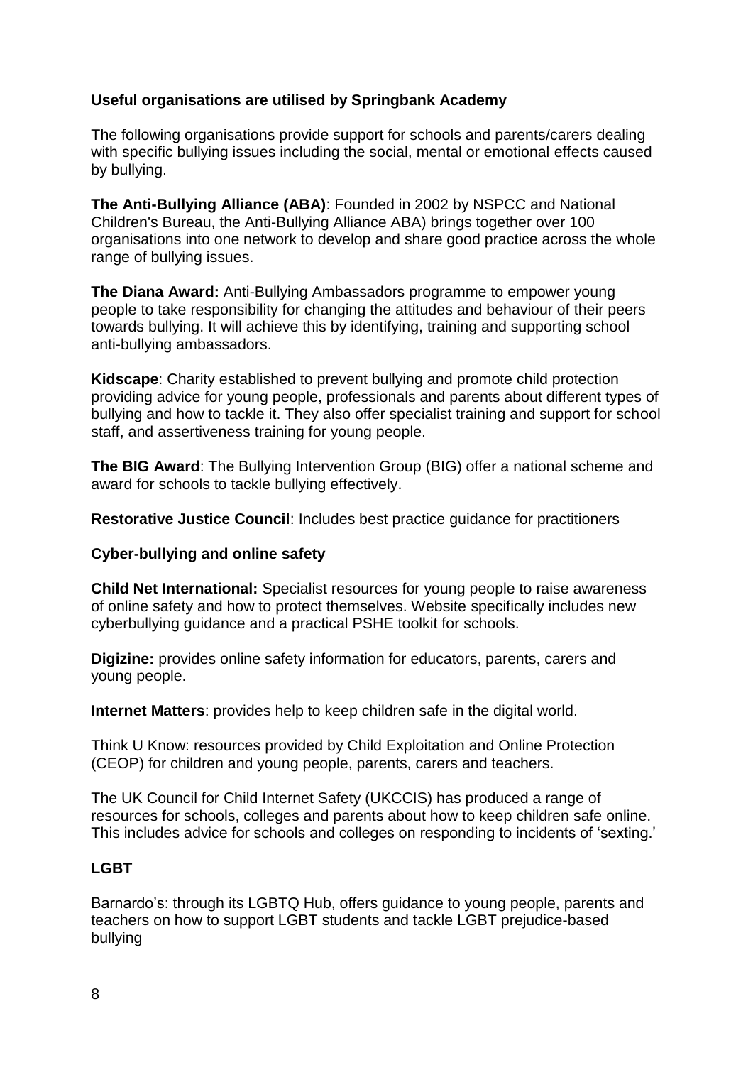**Useful organisations are utilised by Springbank Academy**

The following organisations provide support for schools and parents/carers dealing with specific bullying issues including the social, mental or emotional effects caused by bullying.

**The Anti-Bullying Alliance (ABA)**: Founded in 2002 by NSPCC and National Children's Bureau, the Anti-Bullying Alliance ABA) brings together over 100 organisations into one network to develop and share good practice across the whole range of bullying issues.

**The Diana Award:** Anti-Bullying Ambassadors programme to empower young people to take responsibility for changing the attitudes and behaviour of their peers towards bullying. It will achieve this by identifying, training and supporting school anti-bullying ambassadors.

**Kidscape**: Charity established to prevent bullying and promote child protection providing advice for young people, professionals and parents about different types of bullying and how to tackle it. They also offer specialist training and support for school staff, and assertiveness training for young people.

**The BIG Award**: The Bullying Intervention Group (BIG) offer a national scheme and award for schools to tackle bullying effectively.

**Restorative Justice Council**: Includes best practice guidance for practitioners

**Cyber-bullying and online safety**

**Child Net International:** Specialist resources for young people to raise awareness of online safety and how to protect themselves. Website specifically includes new cyberbullying guidance and a practical PSHE toolkit for schools.

**Digizine:** provides online safety information for educators, parents, carers and young people.

**Internet Matters**: provides help to keep children safe in the digital world.

Think U Know: resources provided by Child Exploitation and Online Protection (CEOP) for children and young people, parents, carers and teachers.

The UK Council for Child Internet Safety (UKCCIS) has produced a range of resources for schools, colleges and parents about how to keep children safe online. This includes advice for schools and colleges on responding to incidents of 'sexting.'

**LGBT**

Barnardo's: through its LGBTQ Hub, offers guidance to young people, parents and teachers on how to support LGBT students and tackle LGBT prejudice-based bullying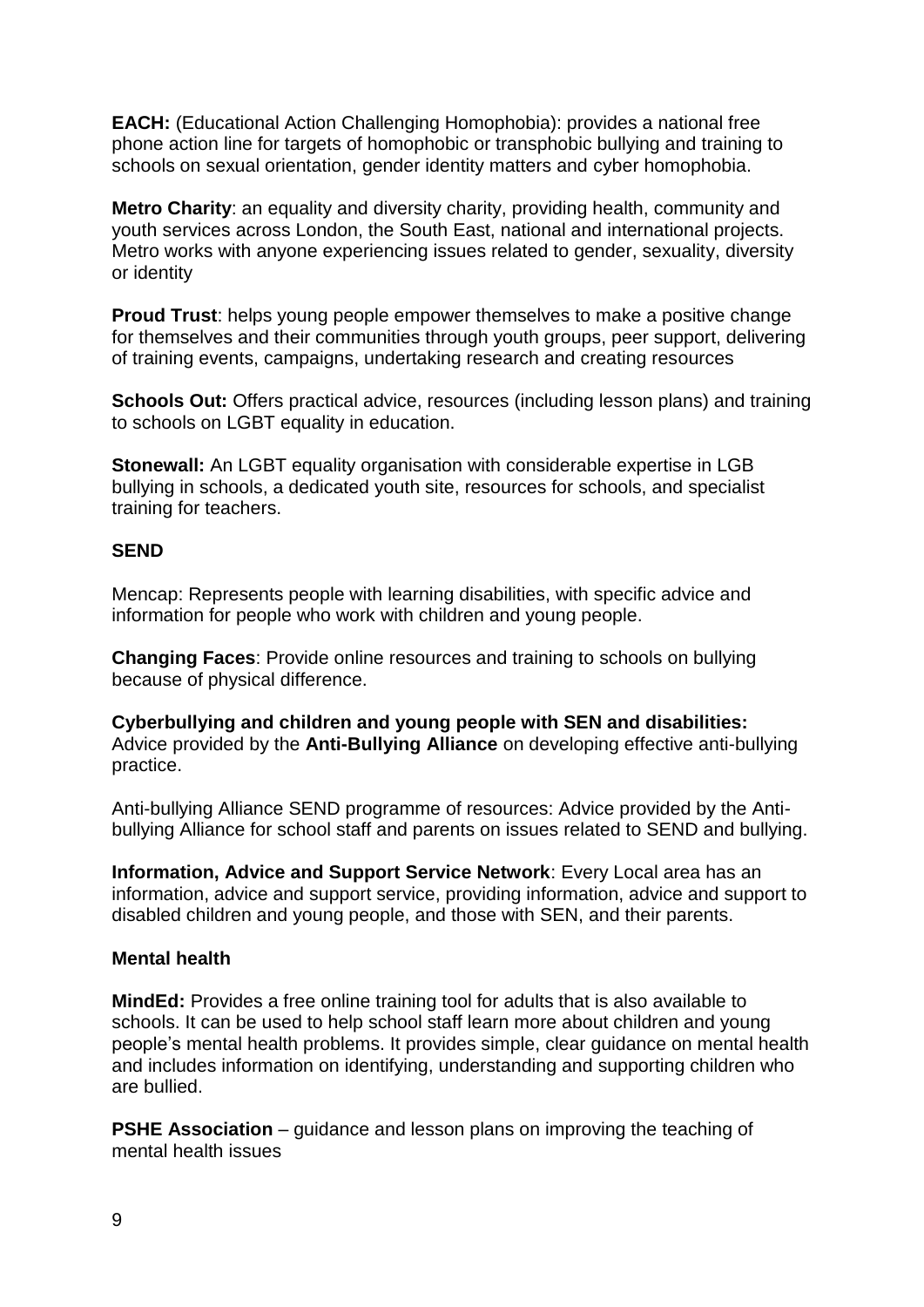**EACH:** (Educational Action Challenging Homophobia): provides a national free phone action line for targets of homophobic or transphobic bullying and training to schools on sexual orientation, gender identity matters and cyber homophobia.

**Metro Charity**: an equality and diversity charity, providing health, community and youth services across London, the South East, national and international projects. Metro works with anyone experiencing issues related to gender, sexuality, diversity or identity

**Proud Trust**: helps young people empower themselves to make a positive change for themselves and their communities through youth groups, peer support, delivering of training events, campaigns, undertaking research and creating resources

**Schools Out:** Offers practical advice, resources (including lesson plans) and training to schools on LGBT equality in education.

**Stonewall:** An LGBT equality organisation with considerable expertise in LGB bullying in schools, a dedicated youth site, resources for schools, and specialist training for teachers.

**SEND**

Mencap: Represents people with learning disabilities, with specific advice and information for people who work with children and young people.

**Changing Faces**: Provide online resources and training to schools on bullying because of physical difference.

**Cyberbullying and children and young people with SEN and disabilities:** Advice provided by the **Anti-Bullying Alliance** on developing effective anti-bullying practice.

Anti-bullying Alliance SEND programme of resources: Advice provided by the Anti-bullying Alliance for school staff and parents on issues related to SEND and bullying.

**Information, Advice and Support Service Network**: Every Local area has an information, advice and support service, providing information, advice and support to disabled children and young people, and those with SEN, and their parents.

**Mental health**

**MindEd:** Provides a free online training tool for adults that is also available to schools. It can be used to help school staff learn more about children and young people's mental health problems. It provides simple, clear guidance on mental health and includes information on identifying, understanding and supporting children who are bullied.

**PSHE Association** – guidance and lesson plans on improving the teaching of mental health issues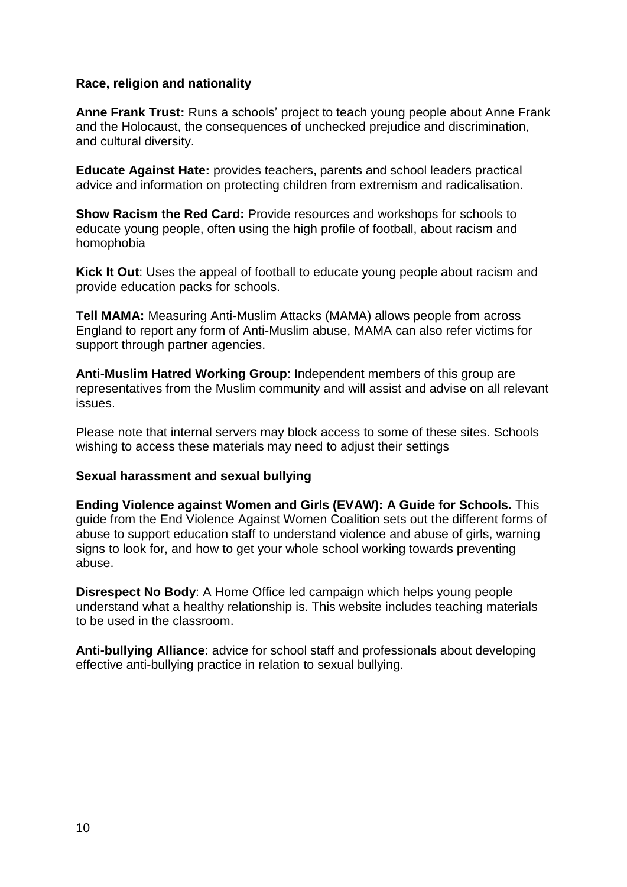**Race, religion and nationality**

**Anne Frank Trust:** Runs a schools' project to teach young people about Anne Frank and the Holocaust, the consequences of unchecked prejudice and discrimination, and cultural diversity.

**Educate Against Hate:** provides teachers, parents and school leaders practical advice and information on protecting children from extremism and radicalisation.

**Show Racism the Red Card:** Provide resources and workshops for schools to educate young people, often using the high profile of football, about racism and homophobia

**Kick It Out**: Uses the appeal of football to educate young people about racism and provide education packs for schools.

**Tell MAMA:** Measuring Anti-Muslim Attacks (MAMA) allows people from across England to report any form of Anti-Muslim abuse, MAMA can also refer victims for support through partner agencies.

**Anti-Muslim Hatred Working Group**: Independent members of this group are representatives from the Muslim community and will assist and advise on all relevant issues.

Please note that internal servers may block access to some of these sites. Schools wishing to access these materials may need to adjust their settings

**Sexual harassment and sexual bullying**

**Ending Violence against Women and Girls (EVAW): A Guide for Schools.** This guide from the End Violence Against Women Coalition sets out the different forms of abuse to support education staff to understand violence and abuse of girls, warning signs to look for, and how to get your whole school working towards preventing abuse.

**Disrespect No Body**: A Home Office led campaign which helps young people understand what a healthy relationship is. This website includes teaching materials to be used in the classroom.

**Anti-bullying Alliance**: advice for school staff and professionals about developing effective anti-bullying practice in relation to sexual bullying.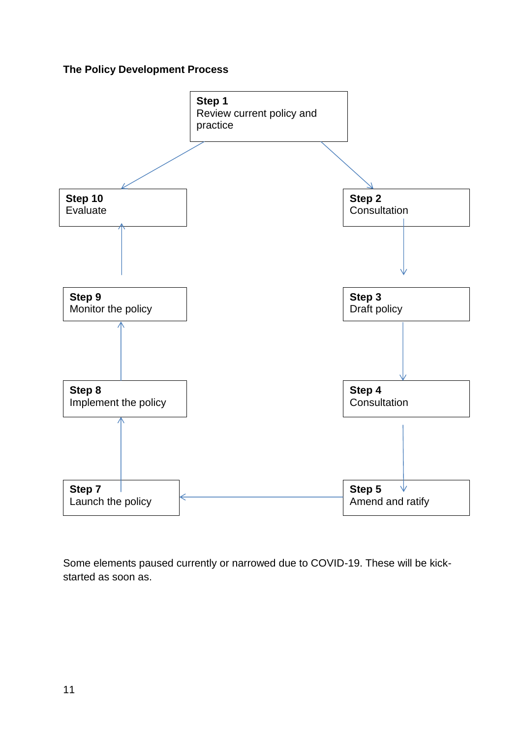**The Policy Development Process**

**Step 1**
Review current policy and practice

**Step 2**
Consultation

**Step 3**
Draft policy

**Step 4**
Consultation

**Step 5**
Amend and ratify

**Step 7**
Launch the policy

**Step 8**
Implement the policy

**Step 9**
Monitor the policy

**Step 10**
Evaluate

Some elements paused currently or narrowed due to COVID-19. These will be kick-started as soon as.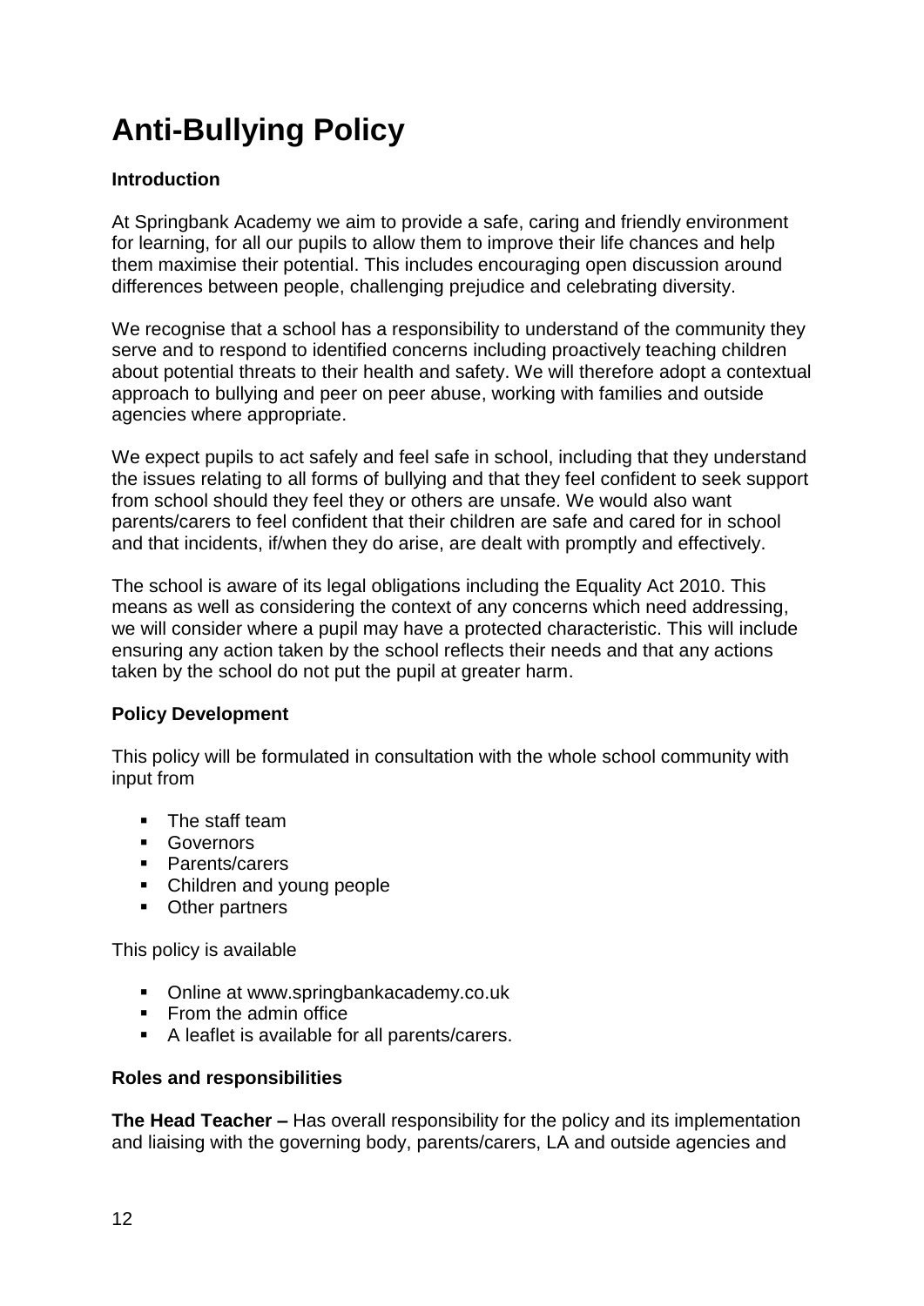# Anti-Bullying Policy

**Introduction**

At Springbank Academy we aim to provide a safe, caring and friendly environment for learning, for all our pupils to allow them to improve their life chances and help them maximise their potential. This includes encouraging open discussion around differences between people, challenging prejudice and celebrating diversity.

We recognise that a school has a responsibility to understand of the community they serve and to respond to identified concerns including proactively teaching children about potential threats to their health and safety. We will therefore adopt a contextual approach to bullying and peer on peer abuse, working with families and outside agencies where appropriate.

We expect pupils to act safely and feel safe in school, including that they understand the issues relating to all forms of bullying and that they feel confident to seek support from school should they feel they or others are unsafe. We would also want parents/carers to feel confident that their children are safe and cared for in school and that incidents, if/when they do arise, are dealt with promptly and effectively.

The school is aware of its legal obligations including the Equality Act 2010. This means as well as considering the context of any concerns which need addressing, we will consider where a pupil may have a protected characteristic. This will include ensuring any action taken by the school reflects their needs and that any actions taken by the school do not put the pupil at greater harm.

**Policy Development**

This policy will be formulated in consultation with the whole school community with input from

- The staff team
- Governors
- Parents/carers
- Children and young people
- Other partners

This policy is available

- Online at www.springbankacademy.co.uk
- From the admin office
- A leaflet is available for all parents/carers.

**Roles and responsibilities**

**The Head Teacher –** Has overall responsibility for the policy and its implementation and liaising with the governing body, parents/carers, LA and outside agencies and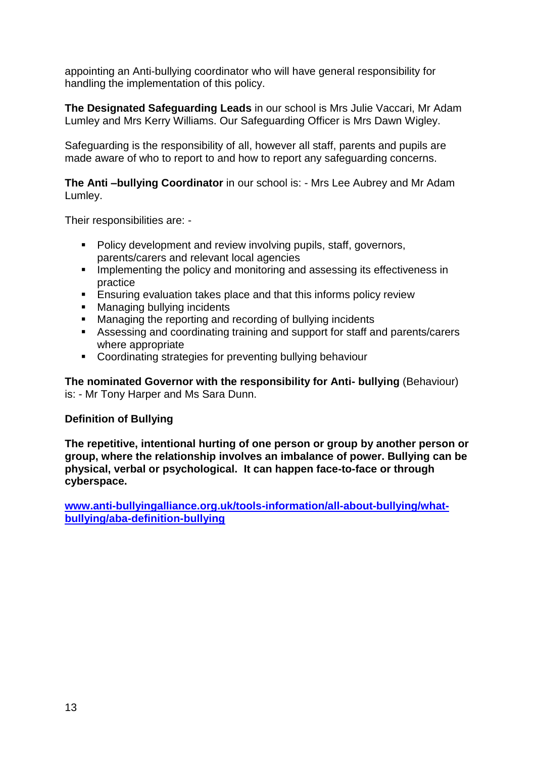appointing an Anti-bullying coordinator who will have general responsibility for handling the implementation of this policy.

**The Designated Safeguarding Leads** in our school is Mrs Julie Vaccari, Mr Adam Lumley and Mrs Kerry Williams. Our Safeguarding Officer is Mrs Dawn Wigley.

Safeguarding is the responsibility of all, however all staff, parents and pupils are made aware of who to report to and how to report any safeguarding concerns.

**The Anti –bullying Coordinator** in our school is: - Mrs Lee Aubrey and Mr Adam Lumley.

Their responsibilities are: -

- Policy development and review involving pupils, staff, governors, parents/carers and relevant local agencies
- Implementing the policy and monitoring and assessing its effectiveness in practice
- Ensuring evaluation takes place and that this informs policy review
- Managing bullying incidents
- Managing the reporting and recording of bullying incidents
- Assessing and coordinating training and support for staff and parents/carers where appropriate
- Coordinating strategies for preventing bullying behaviour

**The nominated Governor with the responsibility for Anti- bullying** (Behaviour) is: - Mr Tony Harper and Ms Sara Dunn.

**Definition of Bullying**

**The repetitive, intentional hurting of one person or group by another person or group, where the relationship involves an imbalance of power. Bullying can be physical, verbal or psychological. It can happen face-to-face or through cyberspace.**

**[www.anti-bullyingalliance.org.uk/tools-information/all-about-bullying/what-bullying/aba-definition-bullying](www.anti-bullyingalliance.org.uk/tools-information/all-about-bullying/what-bullying/aba-definition-bullying)**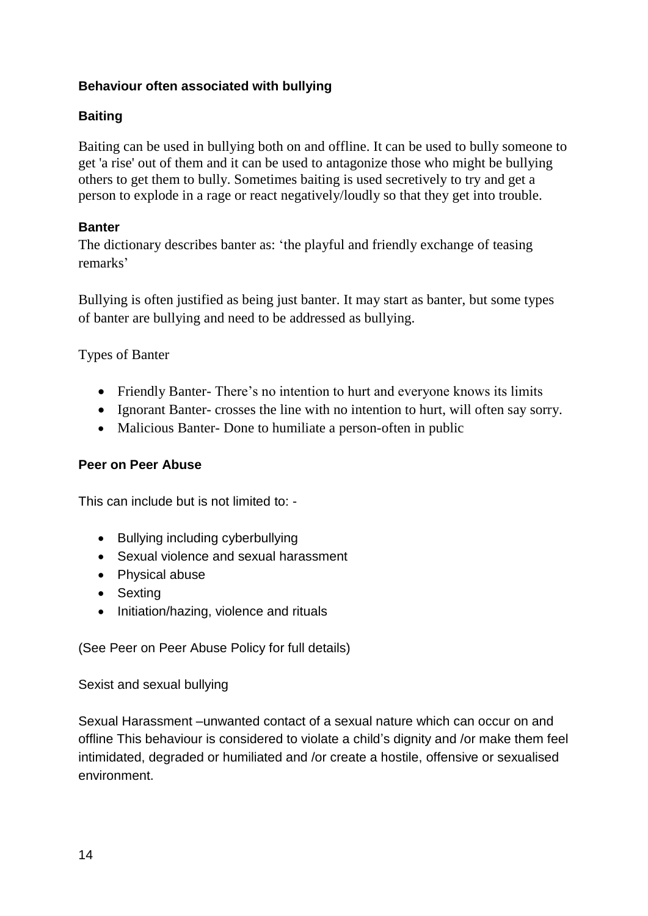**Behaviour often associated with bullying**

**Baiting**

Baiting can be used in bullying both on and offline. It can be used to bully someone to get 'a rise' out of them and it can be used to antagonize those who might be bullying others to get them to bully. Sometimes baiting is used secretively to try and get a person to explode in a rage or react negatively/loudly so that they get into trouble.

**Banter**

The dictionary describes banter as: 'the playful and friendly exchange of teasing remarks'

Bullying is often justified as being just banter. It may start as banter, but some types of banter are bullying and need to be addressed as bullying.

Types of Banter

- Friendly Banter- There's no intention to hurt and everyone knows its limits
- Ignorant Banter- crosses the line with no intention to hurt, will often say sorry.
- Malicious Banter- Done to humiliate a person-often in public

**Peer on Peer Abuse**

This can include but is not limited to: -

- Bullying including cyberbullying
- Sexual violence and sexual harassment
- Physical abuse
- Sexting
- Initiation/hazing, violence and rituals

(See Peer on Peer Abuse Policy for full details)

Sexist and sexual bullying

Sexual Harassment –unwanted contact of a sexual nature which can occur on and offline This behaviour is considered to violate a child's dignity and /or make them feel intimidated, degraded or humiliated and /or create a hostile, offensive or sexualised environment.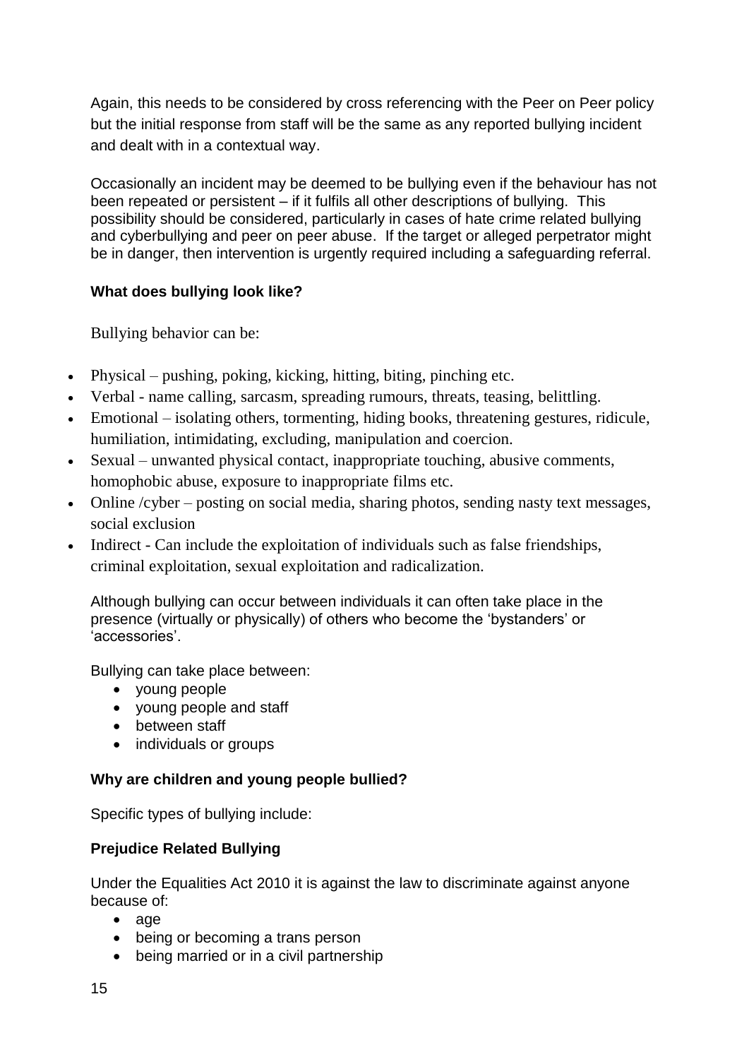Again, this needs to be considered by cross referencing with the Peer on Peer policy but the initial response from staff will be the same as any reported bullying incident and dealt with in a contextual way.

Occasionally an incident may be deemed to be bullying even if the behaviour has not been repeated or persistent – if it fulfils all other descriptions of bullying. This possibility should be considered, particularly in cases of hate crime related bullying and cyberbullying and peer on peer abuse. If the target or alleged perpetrator might be in danger, then intervention is urgently required including a safeguarding referral.

**What does bullying look like?**

Bullying behavior can be:

- Physical – pushing, poking, kicking, hitting, biting, pinching etc.
- Verbal - name calling, sarcasm, spreading rumours, threats, teasing, belittling.
- Emotional – isolating others, tormenting, hiding books, threatening gestures, ridicule, humiliation, intimidating, excluding, manipulation and coercion.
- Sexual – unwanted physical contact, inappropriate touching, abusive comments, homophobic abuse, exposure to inappropriate films etc.
- Online /cyber – posting on social media, sharing photos, sending nasty text messages, social exclusion
- Indirect - Can include the exploitation of individuals such as false friendships, criminal exploitation, sexual exploitation and radicalization.

Although bullying can occur between individuals it can often take place in the presence (virtually or physically) of others who become the 'bystanders' or 'accessories'.

Bullying can take place between:

- young people
- young people and staff
- between staff
- individuals or groups

**Why are children and young people bullied?**

Specific types of bullying include:

**Prejudice Related Bullying**

Under the Equalities Act 2010 it is against the law to discriminate against anyone because of:

- age
- being or becoming a trans person
- being married or in a civil partnership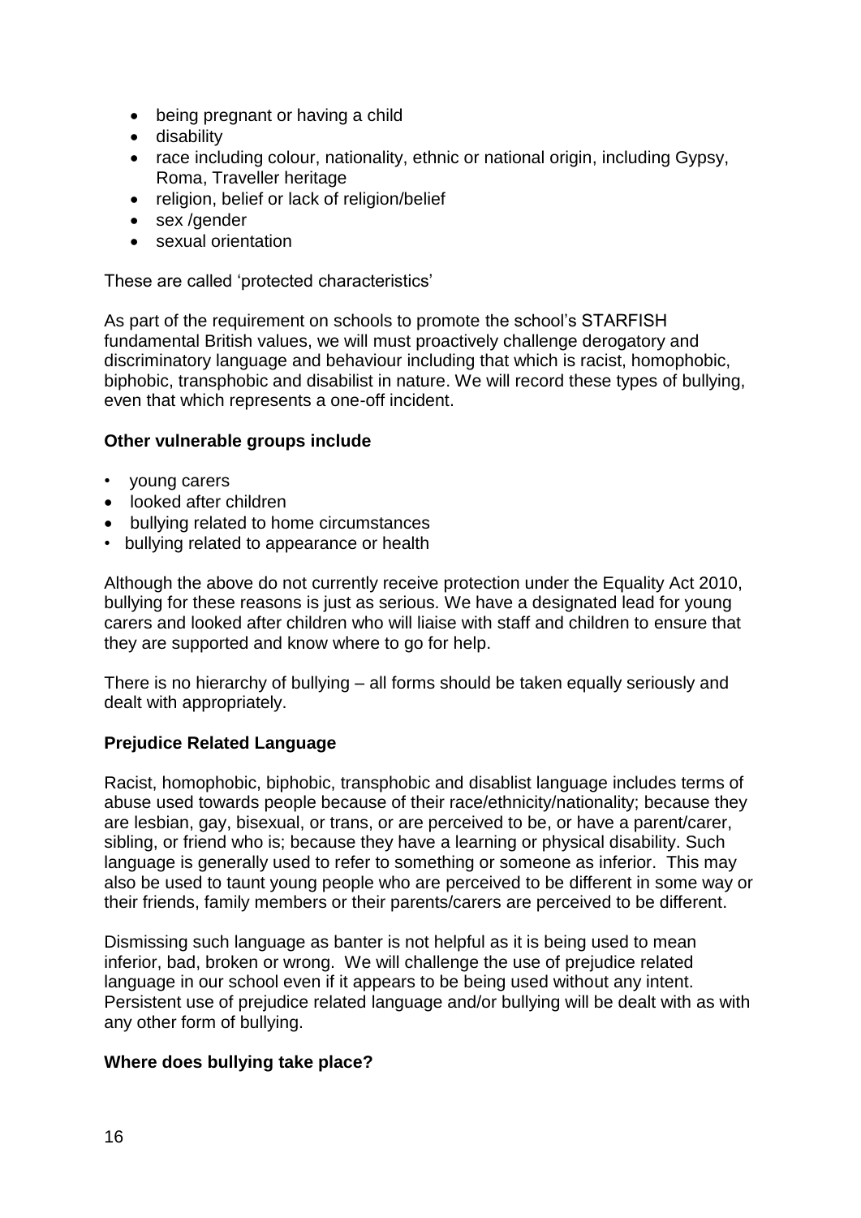- being pregnant or having a child
- disability
- race including colour, nationality, ethnic or national origin, including Gypsy, Roma, Traveller heritage
- religion, belief or lack of religion/belief
- sex /gender
- sexual orientation

These are called 'protected characteristics'

As part of the requirement on schools to promote the school's STARFISH fundamental British values, we will must proactively challenge derogatory and discriminatory language and behaviour including that which is racist, homophobic, biphobic, transphobic and disabilist in nature. We will record these types of bullying, even that which represents a one-off incident.

**Other vulnerable groups include**

- young carers
- looked after children
- bullying related to home circumstances
- bullying related to appearance or health

Although the above do not currently receive protection under the Equality Act 2010, bullying for these reasons is just as serious. We have a designated lead for young carers and looked after children who will liaise with staff and children to ensure that they are supported and know where to go for help.

There is no hierarchy of bullying – all forms should be taken equally seriously and dealt with appropriately.

**Prejudice Related Language**

Racist, homophobic, biphobic, transphobic and disablist language includes terms of abuse used towards people because of their race/ethnicity/nationality; because they are lesbian, gay, bisexual, or trans, or are perceived to be, or have a parent/carer, sibling, or friend who is; because they have a learning or physical disability. Such language is generally used to refer to something or someone as inferior. This may also be used to taunt young people who are perceived to be different in some way or their friends, family members or their parents/carers are perceived to be different.

Dismissing such language as banter is not helpful as it is being used to mean inferior, bad, broken or wrong. We will challenge the use of prejudice related language in our school even if it appears to be being used without any intent. Persistent use of prejudice related language and/or bullying will be dealt with as with any other form of bullying.

**Where does bullying take place?**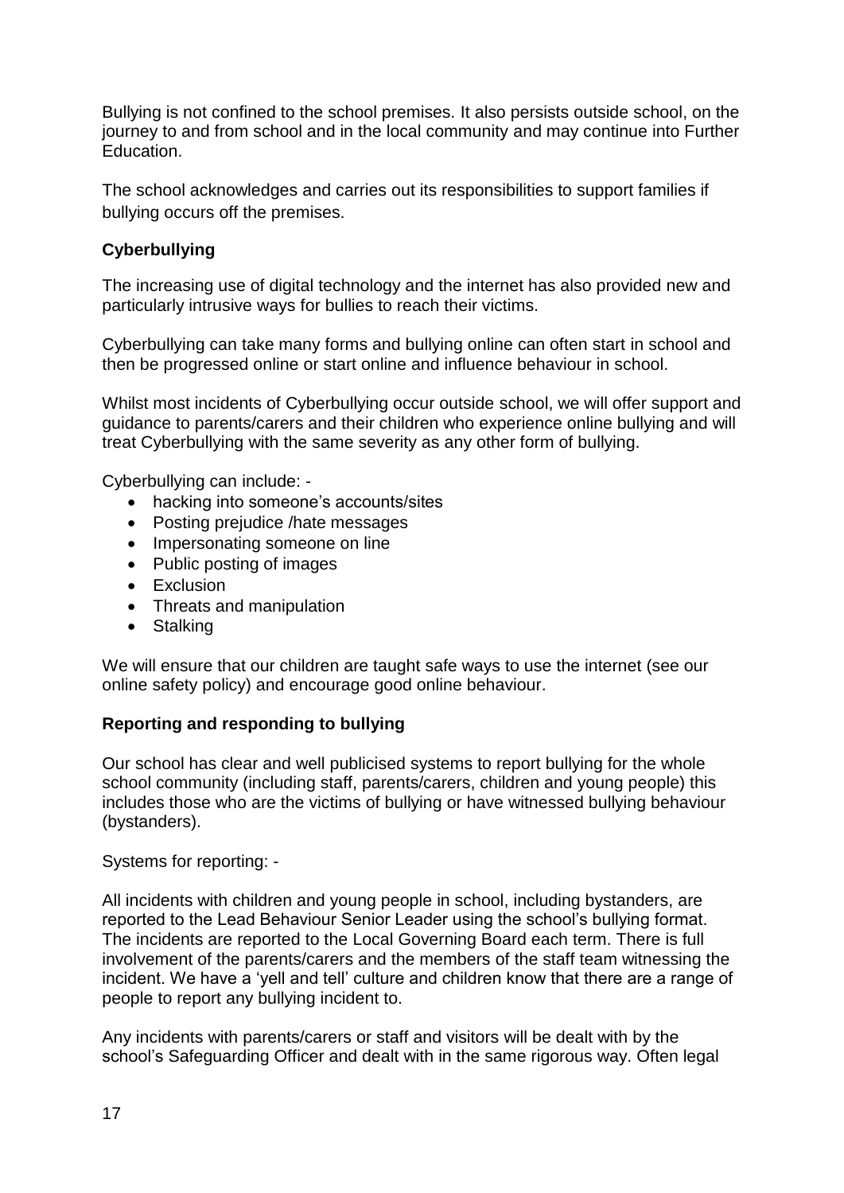Bullying is not confined to the school premises. It also persists outside school, on the journey to and from school and in the local community and may continue into Further Education.

The school acknowledges and carries out its responsibilities to support families if bullying occurs off the premises.

**Cyberbullying**

The increasing use of digital technology and the internet has also provided new and particularly intrusive ways for bullies to reach their victims.

Cyberbullying can take many forms and bullying online can often start in school and then be progressed online or start online and influence behaviour in school.

Whilst most incidents of Cyberbullying occur outside school, we will offer support and guidance to parents/carers and their children who experience online bullying and will treat Cyberbullying with the same severity as any other form of bullying.

Cyberbullying can include: -

- hacking into someone's accounts/sites
- Posting prejudice /hate messages
- Impersonating someone on line
- Public posting of images
- Exclusion
- Threats and manipulation
- Stalking

We will ensure that our children are taught safe ways to use the internet (see our online safety policy) and encourage good online behaviour.

**Reporting and responding to bullying**

Our school has clear and well publicised systems to report bullying for the whole school community (including staff, parents/carers, children and young people) this includes those who are the victims of bullying or have witnessed bullying behaviour (bystanders).

Systems for reporting: -

All incidents with children and young people in school, including bystanders, are reported to the Lead Behaviour Senior Leader using the school's bullying format. The incidents are reported to the Local Governing Board each term. There is full involvement of the parents/carers and the members of the staff team witnessing the incident. We have a 'yell and tell' culture and children know that there are a range of people to report any bullying incident to.

Any incidents with parents/carers or staff and visitors will be dealt with by the school's Safeguarding Officer and dealt with in the same rigorous way. Often legal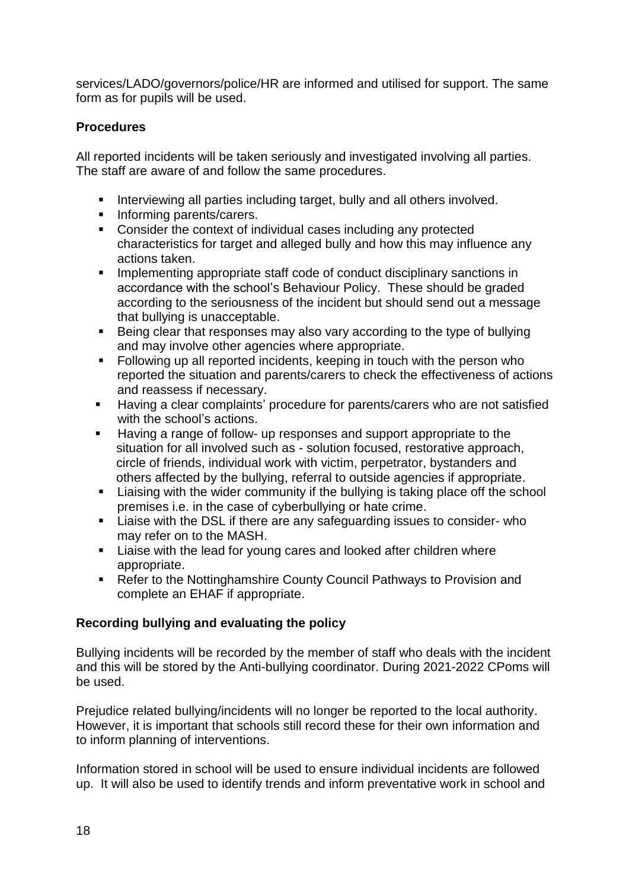services/LADO/governors/police/HR are informed and utilised for support. The same form as for pupils will be used.

**Procedures**

All reported incidents will be taken seriously and investigated involving all parties. The staff are aware of and follow the same procedures.

- Interviewing all parties including target, bully and all others involved.
- Informing parents/carers.
- Consider the context of individual cases including any protected characteristics for target and alleged bully and how this may influence any actions taken.
- Implementing appropriate staff code of conduct disciplinary sanctions in accordance with the school's Behaviour Policy. These should be graded according to the seriousness of the incident but should send out a message that bullying is unacceptable.
- Being clear that responses may also vary according to the type of bullying and may involve other agencies where appropriate.
- Following up all reported incidents, keeping in touch with the person who reported the situation and parents/carers to check the effectiveness of actions and reassess if necessary.
- Having a clear complaints' procedure for parents/carers who are not satisfied with the school's actions.
- Having a range of follow- up responses and support appropriate to the situation for all involved such as - solution focused, restorative approach, circle of friends, individual work with victim, perpetrator, bystanders and others affected by the bullying, referral to outside agencies if appropriate.
- Liaising with the wider community if the bullying is taking place off the school premises i.e. in the case of cyberbullying or hate crime.
- Liaise with the DSL if there are any safeguarding issues to consider- who may refer on to the MASH.
- Liaise with the lead for young cares and looked after children where appropriate.
- Refer to the Nottinghamshire County Council Pathways to Provision and complete an EHAF if appropriate.

**Recording bullying and evaluating the policy**

Bullying incidents will be recorded by the member of staff who deals with the incident and this will be stored by the Anti-bullying coordinator. During 2021-2022 CPoms will be used.

Prejudice related bullying/incidents will no longer be reported to the local authority. However, it is important that schools still record these for their own information and to inform planning of interventions.

Information stored in school will be used to ensure individual incidents are followed up. It will also be used to identify trends and inform preventative work in school and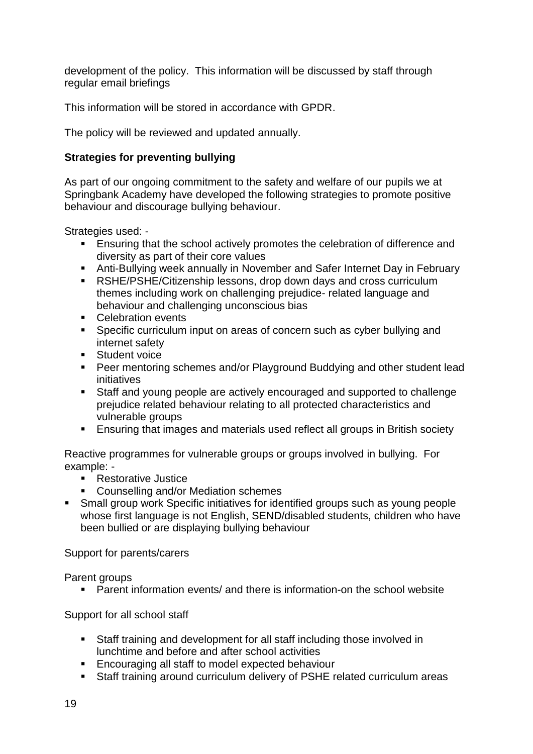development of the policy. This information will be discussed by staff through regular email briefings

This information will be stored in accordance with GPDR.

The policy will be reviewed and updated annually.

**Strategies for preventing bullying**

As part of our ongoing commitment to the safety and welfare of our pupils we at Springbank Academy have developed the following strategies to promote positive behaviour and discourage bullying behaviour.

Strategies used: -

- Ensuring that the school actively promotes the celebration of difference and diversity as part of their core values
- Anti-Bullying week annually in November and Safer Internet Day in February
- RSHE/PSHE/Citizenship lessons, drop down days and cross curriculum themes including work on challenging prejudice- related language and behaviour and challenging unconscious bias
- Celebration events
- Specific curriculum input on areas of concern such as cyber bullying and internet safety
- Student voice
- Peer mentoring schemes and/or Playground Buddying and other student lead initiatives
- Staff and young people are actively encouraged and supported to challenge prejudice related behaviour relating to all protected characteristics and vulnerable groups
- Ensuring that images and materials used reflect all groups in British society

Reactive programmes for vulnerable groups or groups involved in bullying. For example: -

- Restorative Justice
- Counselling and/or Mediation schemes
- Small group work Specific initiatives for identified groups such as young people whose first language is not English, SEND/disabled students, children who have been bullied or are displaying bullying behaviour

Support for parents/carers

Parent groups

- Parent information events/ and there is information-on the school website

Support for all school staff

- Staff training and development for all staff including those involved in lunchtime and before and after school activities
- Encouraging all staff to model expected behaviour
- Staff training around curriculum delivery of PSHE related curriculum areas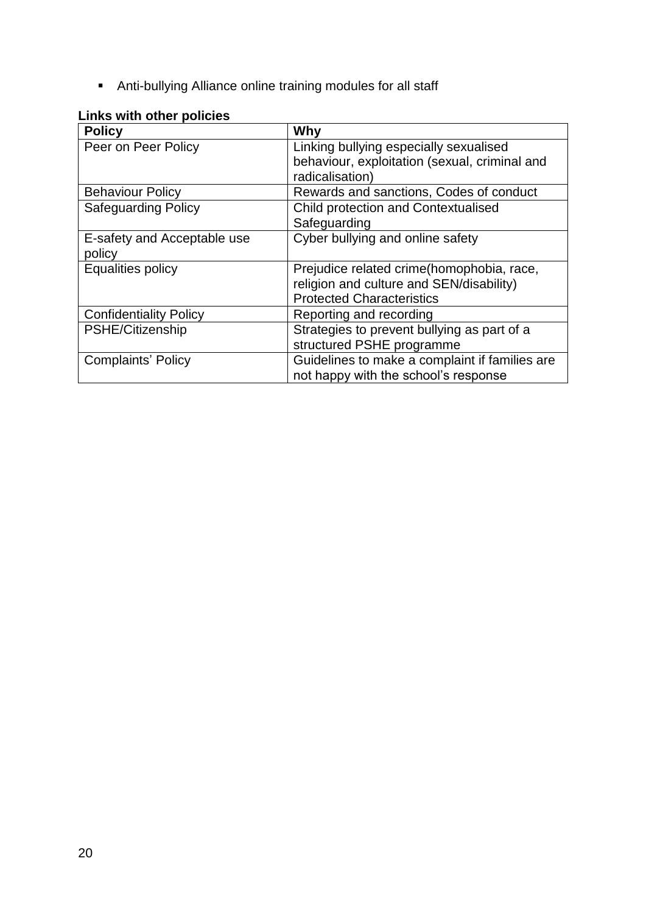- Anti-bullying Alliance online training modules for all staff

**Links with other policies**

| Policy | Why |
|---|---|
| Peer on Peer Policy | Linking bullying especially sexualised behaviour, exploitation (sexual, criminal and radicalisation) |
| Behaviour Policy | Rewards and sanctions, Codes of conduct |
| Safeguarding Policy | Child protection and Contextualised Safeguarding |
| E-safety and Acceptable use policy | Cyber bullying and online safety |
| Equalities policy | Prejudice related crime(homophobia, race, religion and culture and SEN/disability) Protected Characteristics |
| Confidentiality Policy | Reporting and recording |
| PSHE/Citizenship | Strategies to prevent bullying as part of a structured PSHE programme |
| Complaints' Policy | Guidelines to make a complaint if families are not happy with the school's response |